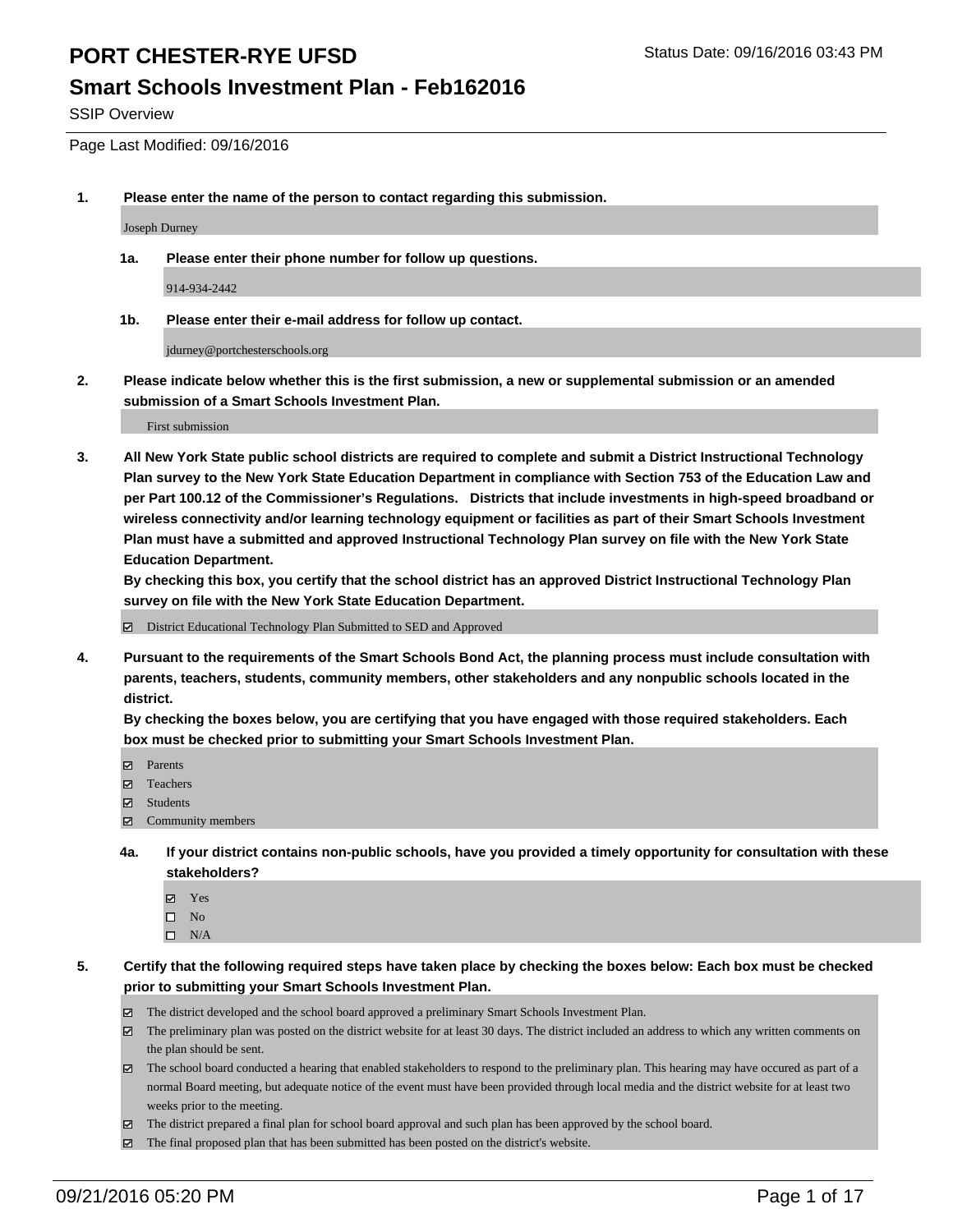# PORT CHESTER-RYE UFSD

Status Date: 09/16/2016 03:43 PM

## Smart Schools Investment Plan - Feb162016

SSIP Overview

Page Last Modified: 09/16/2016

**1. Please enter the name of the person to contact regarding this submission.**

Joseph Durney

**1a. Please enter their phone number for follow up questions.**

914-934-2442

**1b. Please enter their e-mail address for follow up contact.**

jdurney@portchesterschools.org

**2. Please indicate below whether this is the first submission, a new or supplemental submission or an amended submission of a Smart Schools Investment Plan.**

First submission

**3. All New York State public school districts are required to complete and submit a District Instructional Technology Plan survey to the New York State Education Department in compliance with Section 753 of the Education Law and per Part 100.12 of the Commissioner's Regulations. Districts that include investments in high-speed broadband or wireless connectivity and/or learning technology equipment or facilities as part of their Smart Schools Investment Plan must have a submitted and approved Instructional Technology Plan survey on file with the New York State Education Department.**
**By checking this box, you certify that the school district has an approved District Instructional Technology Plan survey on file with the New York State Education Department.**

- [x] District Educational Technology Plan Submitted to SED and Approved

**4. Pursuant to the requirements of the Smart Schools Bond Act, the planning process must include consultation with parents, teachers, students, community members, other stakeholders and any nonpublic schools located in the district.**
**By checking the boxes below, you are certifying that you have engaged with those required stakeholders. Each box must be checked prior to submitting your Smart Schools Investment Plan.**

- [x] Parents
- [x] Teachers
- [x] Students
- [x] Community members

**4a. If your district contains non-public schools, have you provided a timely opportunity for consultation with these stakeholders?**

- [x] Yes
- [ ] No
- [ ] N/A

**5. Certify that the following required steps have taken place by checking the boxes below: Each box must be checked prior to submitting your Smart Schools Investment Plan.**

- [x] The district developed and the school board approved a preliminary Smart Schools Investment Plan.
- [x] The preliminary plan was posted on the district website for at least 30 days. The district included an address to which any written comments on the plan should be sent.
- [x] The school board conducted a hearing that enabled stakeholders to respond to the preliminary plan. This hearing may have occured as part of a normal Board meeting, but adequate notice of the event must have been provided through local media and the district website for at least two weeks prior to the meeting.
- [x] The district prepared a final plan for school board approval and such plan has been approved by the school board.
- [x] The final proposed plan that has been submitted has been posted on the district's website.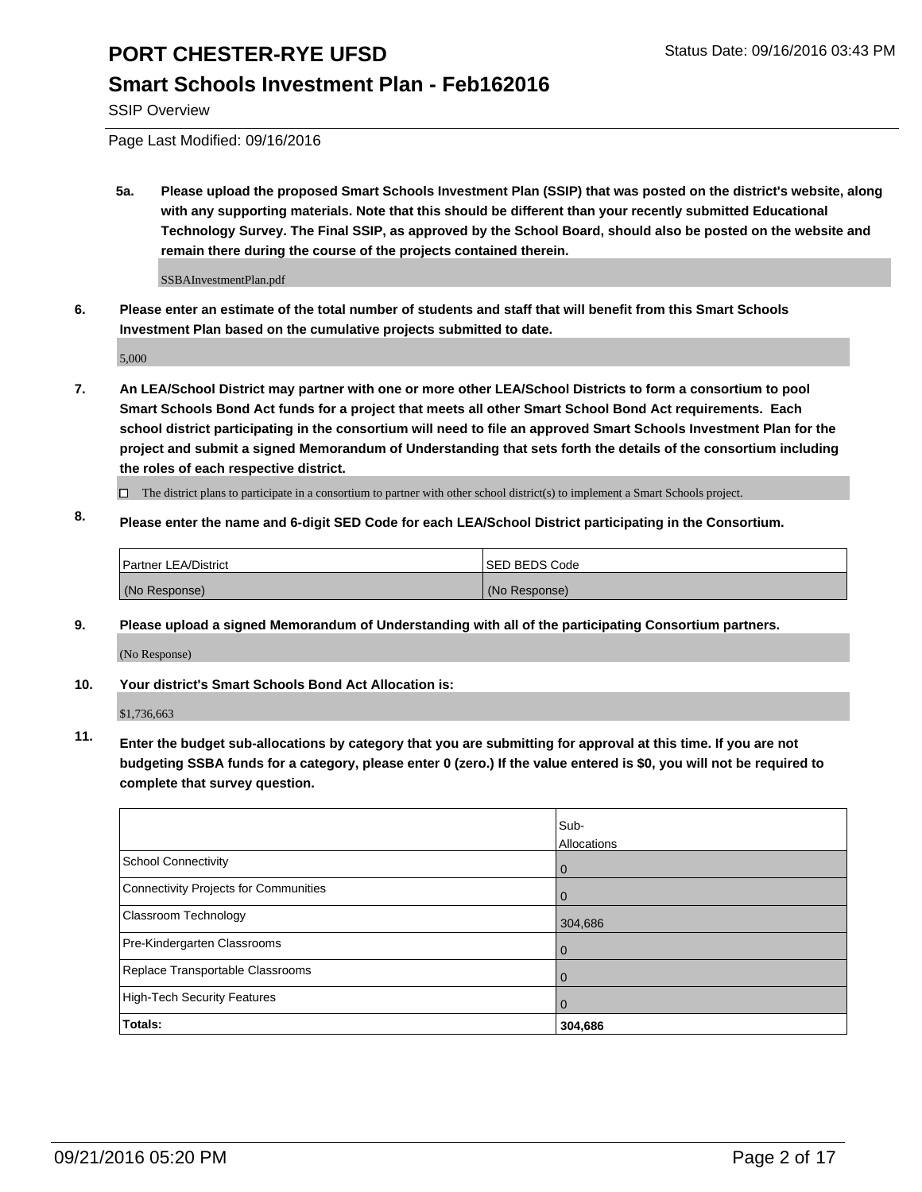**5a. Please upload the proposed Smart Schools Investment Plan (SSIP) that was posted on the district's website, along with any supporting materials. Note that this should be different than your recently submitted Educational Technology Survey. The Final SSIP, as approved by the School Board, should also be posted on the website and remain there during the course of the projects contained therein.**

SSBAInvestmentPlan.pdf

**6. Please enter an estimate of the total number of students and staff that will benefit from this Smart Schools Investment Plan based on the cumulative projects submitted to date.**

5,000

**7. An LEA/School District may partner with one or more other LEA/School Districts to form a consortium to pool Smart Schools Bond Act funds for a project that meets all other Smart School Bond Act requirements. Each school district participating in the consortium will need to file an approved Smart Schools Investment Plan for the project and submit a signed Memorandum of Understanding that sets forth the details of the consortium including the roles of each respective district.**

☐ The district plans to participate in a consortium to partner with other school district(s) to implement a Smart Schools project.

**8. Please enter the name and 6-digit SED Code for each LEA/School District participating in the Consortium.**

| Partner LEA/District | SED BEDS Code |
|---|---|
| (No Response) | (No Response) |

**9. Please upload a signed Memorandum of Understanding with all of the participating Consortium partners.**

(No Response)

**10. Your district's Smart Schools Bond Act Allocation is:**

$1,736,663

**11. Enter the budget sub-allocations by category that you are submitting for approval at this time. If you are not budgeting SSBA funds for a category, please enter 0 (zero.) If the value entered is $0, you will not be required to complete that survey question.**

| | Sub-Allocations |
|---|---|
| School Connectivity | 0 |
| Connectivity Projects for Communities | 0 |
| Classroom Technology | 304,686 |
| Pre-Kindergarten Classrooms | 0 |
| Replace Transportable Classrooms | 0 |
| High-Tech Security Features | 0 |
| **Totals:** | **304,686** |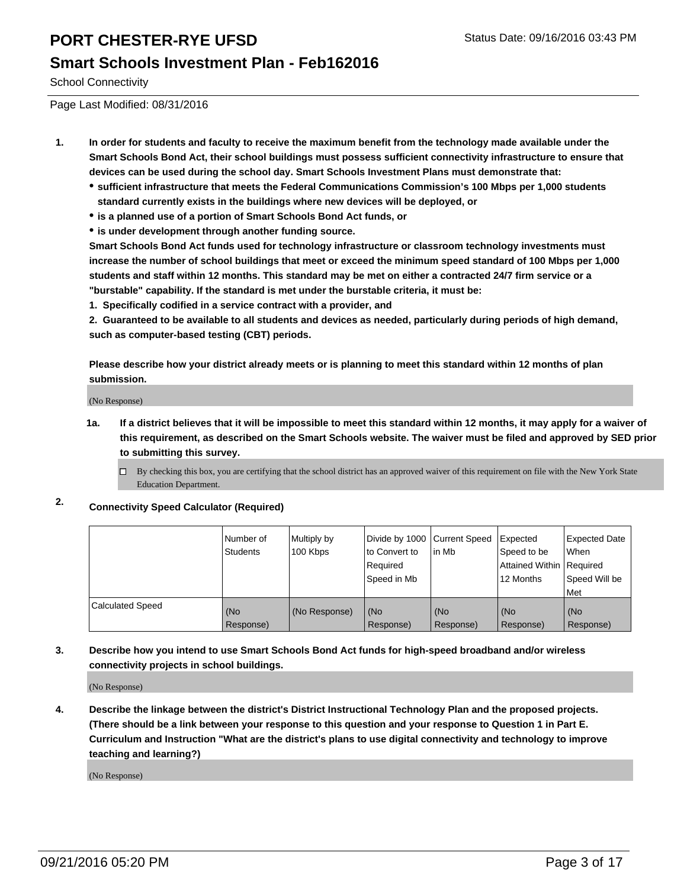# PORT CHESTER-RYE UFSD

## Smart Schools Investment Plan - Feb162016

School Connectivity

Page Last Modified: 08/31/2016

1. **In order for students and faculty to receive the maximum benefit from the technology made available under the Smart Schools Bond Act, their school buildings must possess sufficient connectivity infrastructure to ensure that devices can be used during the school day. Smart Schools Investment Plans must demonstrate that:**
   - **sufficient infrastructure that meets the Federal Communications Commission's 100 Mbps per 1,000 students standard currently exists in the buildings where new devices will be deployed, or**
   - **is a planned use of a portion of Smart Schools Bond Act funds, or**
   - **is under development through another funding source.**

   **Smart Schools Bond Act funds used for technology infrastructure or classroom technology investments must increase the number of school buildings that meet or exceed the minimum speed standard of 100 Mbps per 1,000 students and staff within 12 months. This standard may be met on either a contracted 24/7 firm service or a "burstable" capability. If the standard is met under the burstable criteria, it must be:**

   **1. Specifically codified in a service contract with a provider, and**

   **2. Guaranteed to be available to all students and devices as needed, particularly during periods of high demand, such as computer-based testing (CBT) periods.**

   **Please describe how your district already meets or is planning to meet this standard within 12 months of plan submission.**

   (No Response)

   **1a. If a district believes that it will be impossible to meet this standard within 12 months, it may apply for a waiver of this requirement, as described on the Smart Schools website. The waiver must be filed and approved by SED prior to submitting this survey.**

   ☐ By checking this box, you are certifying that the school district has an approved waiver of this requirement on file with the New York State Education Department.

2. **Connectivity Speed Calculator (Required)**

| | Number of Students | Multiply by 100 Kbps | Divide by 1000 to Convert to Required Speed in Mb | Current Speed in Mb | Expected Speed to be Attained Within 12 Months | Expected Date When Required Speed Will be Met |
|---|---|---|---|---|---|---|
| Calculated Speed | (No Response) | (No Response) | (No Response) | (No Response) | (No Response) | (No Response) |

3. **Describe how you intend to use Smart Schools Bond Act funds for high-speed broadband and/or wireless connectivity projects in school buildings.**

   (No Response)

4. **Describe the linkage between the district's District Instructional Technology Plan and the proposed projects. (There should be a link between your response to this question and your response to Question 1 in Part E. Curriculum and Instruction "What are the district's plans to use digital connectivity and technology to improve teaching and learning?)**

   (No Response)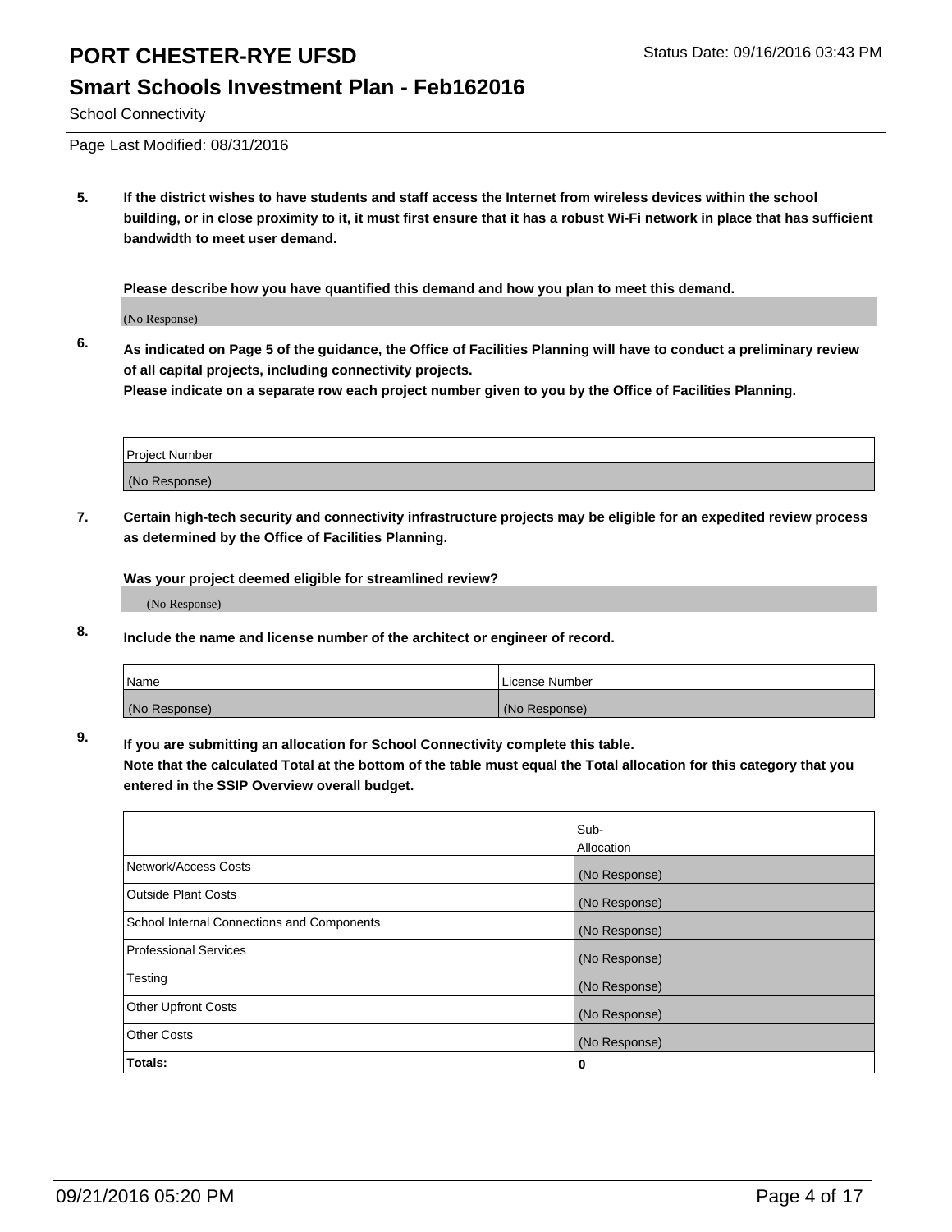# PORT CHESTER-RYE UFSD

## Smart Schools Investment Plan - Feb162016

School Connectivity

Status Date: 09/16/2016 03:43 PM

Page Last Modified: 08/31/2016

**5. If the district wishes to have students and staff access the Internet from wireless devices within the school building, or in close proximity to it, it must first ensure that it has a robust Wi-Fi network in place that has sufficient bandwidth to meet user demand.**

**Please describe how you have quantified this demand and how you plan to meet this demand.**

(No Response)

**6. As indicated on Page 5 of the guidance, the Office of Facilities Planning will have to conduct a preliminary review of all capital projects, including connectivity projects.**
**Please indicate on a separate row each project number given to you by the Office of Facilities Planning.**

| Project Number |
| --- |
| (No Response) |

**7. Certain high-tech security and connectivity infrastructure projects may be eligible for an expedited review process as determined by the Office of Facilities Planning.**

**Was your project deemed eligible for streamlined review?**

(No Response)

**8. Include the name and license number of the architect or engineer of record.**

| Name | License Number |
| --- | --- |
| (No Response) | (No Response) |

**9. If you are submitting an allocation for School Connectivity complete this table.**
**Note that the calculated Total at the bottom of the table must equal the Total allocation for this category that you entered in the SSIP Overview overall budget.**

| | Sub-Allocation |
| --- | --- |
| Network/Access Costs | (No Response) |
| Outside Plant Costs | (No Response) |
| School Internal Connections and Components | (No Response) |
| Professional Services | (No Response) |
| Testing | (No Response) |
| Other Upfront Costs | (No Response) |
| Other Costs | (No Response) |
| **Totals:** | **0** |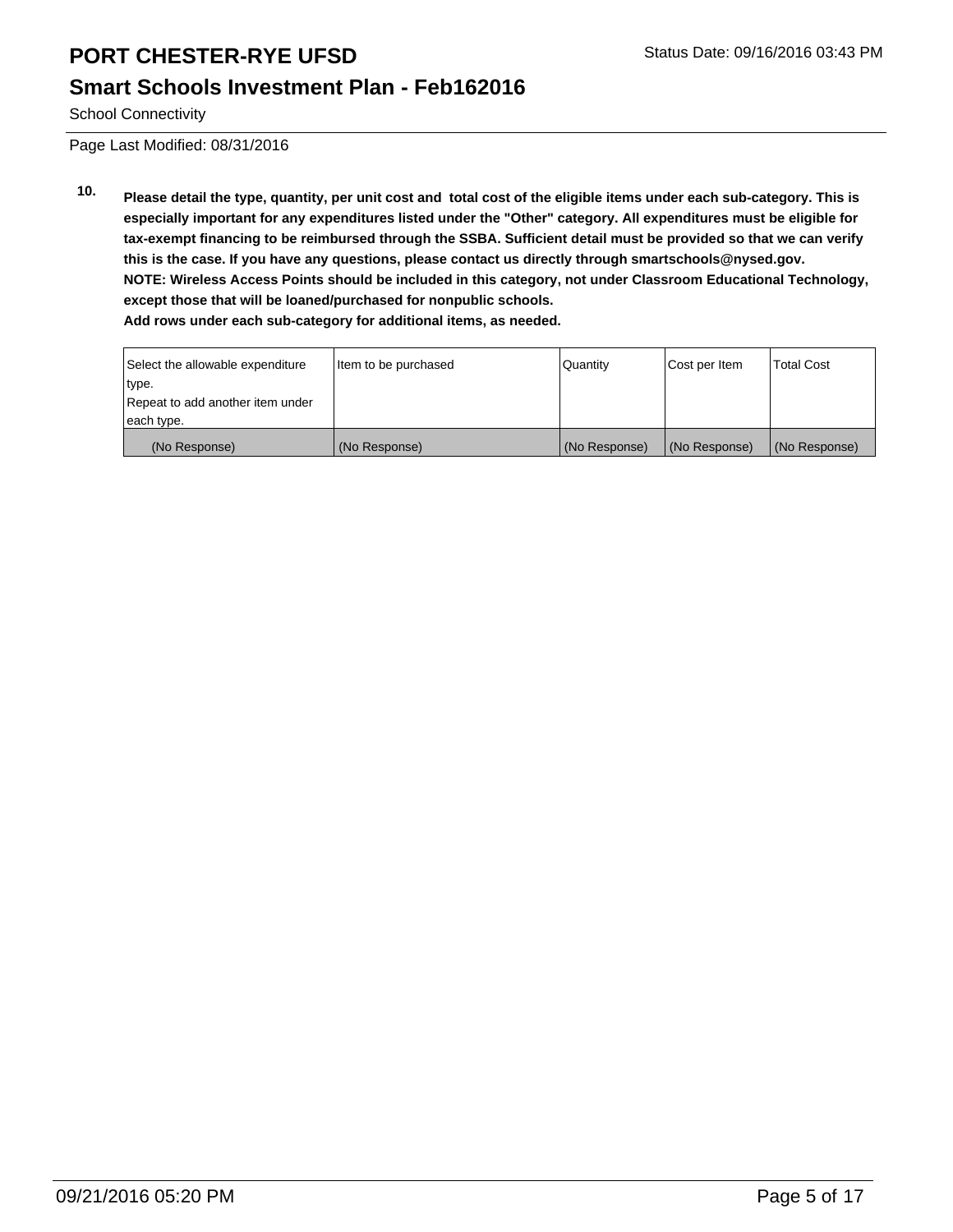# PORT CHESTER-RYE UFSD

Status Date: 09/16/2016 03:43 PM

## Smart Schools Investment Plan - Feb162016

School Connectivity

Page Last Modified: 08/31/2016

**10. Please detail the type, quantity, per unit cost and total cost of the eligible items under each sub-category. This is especially important for any expenditures listed under the "Other" category. All expenditures must be eligible for tax-exempt financing to be reimbursed through the SSBA. Sufficient detail must be provided so that we can verify this is the case. If you have any questions, please contact us directly through smartschools@nysed.gov.**
**NOTE: Wireless Access Points should be included in this category, not under Classroom Educational Technology, except those that will be loaned/purchased for nonpublic schools.**
**Add rows under each sub-category for additional items, as needed.**

| Select the allowable expenditure type. Repeat to add another item under each type. | Item to be purchased | Quantity | Cost per Item | Total Cost |
| --- | --- | --- | --- | --- |
| (No Response) | (No Response) | (No Response) | (No Response) | (No Response) |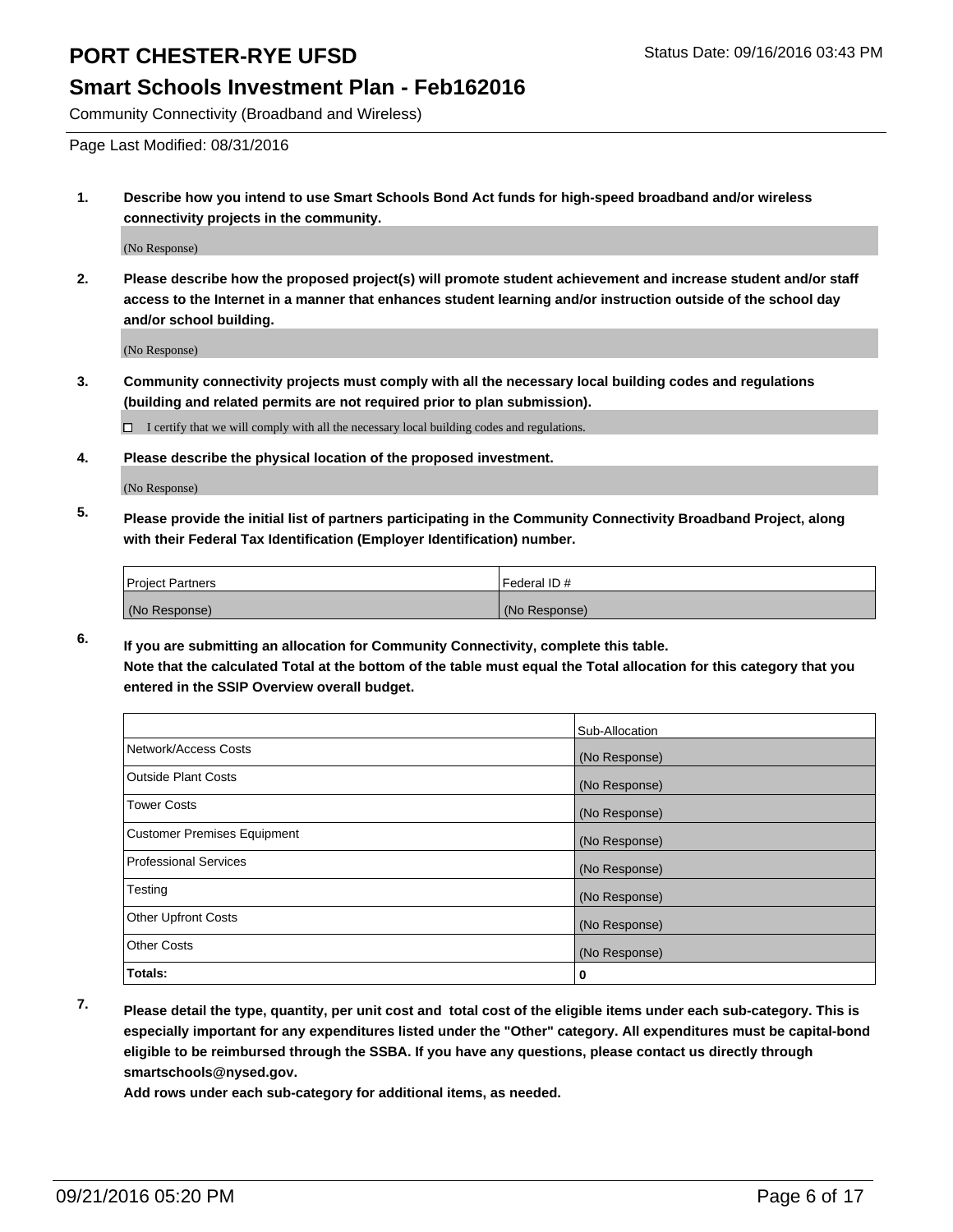# PORT CHESTER-RYE UFSD

Status Date: 09/16/2016 03:43 PM

## Smart Schools Investment Plan - Feb162016

Community Connectivity (Broadband and Wireless)

Page Last Modified: 08/31/2016

**1. Describe how you intend to use Smart Schools Bond Act funds for high-speed broadband and/or wireless connectivity projects in the community.**

(No Response)

**2. Please describe how the proposed project(s) will promote student achievement and increase student and/or staff access to the Internet in a manner that enhances student learning and/or instruction outside of the school day and/or school building.**

(No Response)

**3. Community connectivity projects must comply with all the necessary local building codes and regulations (building and related permits are not required prior to plan submission).**

☐ I certify that we will comply with all the necessary local building codes and regulations.

**4. Please describe the physical location of the proposed investment.**

(No Response)

**5. Please provide the initial list of partners participating in the Community Connectivity Broadband Project, along with their Federal Tax Identification (Employer Identification) number.**

| Project Partners | Federal ID # |
|---|---|
| (No Response) | (No Response) |

**6. If you are submitting an allocation for Community Connectivity, complete this table.**
**Note that the calculated Total at the bottom of the table must equal the Total allocation for this category that you entered in the SSIP Overview overall budget.**

| | Sub-Allocation |
|---|---|
| Network/Access Costs | (No Response) |
| Outside Plant Costs | (No Response) |
| Tower Costs | (No Response) |
| Customer Premises Equipment | (No Response) |
| Professional Services | (No Response) |
| Testing | (No Response) |
| Other Upfront Costs | (No Response) |
| Other Costs | (No Response) |
| **Totals:** | **0** |

**7. Please detail the type, quantity, per unit cost and total cost of the eligible items under each sub-category. This is especially important for any expenditures listed under the "Other" category. All expenditures must be capital-bond eligible to be reimbursed through the SSBA. If you have any questions, please contact us directly through smartschools@nysed.gov.**
**Add rows under each sub-category for additional items, as needed.**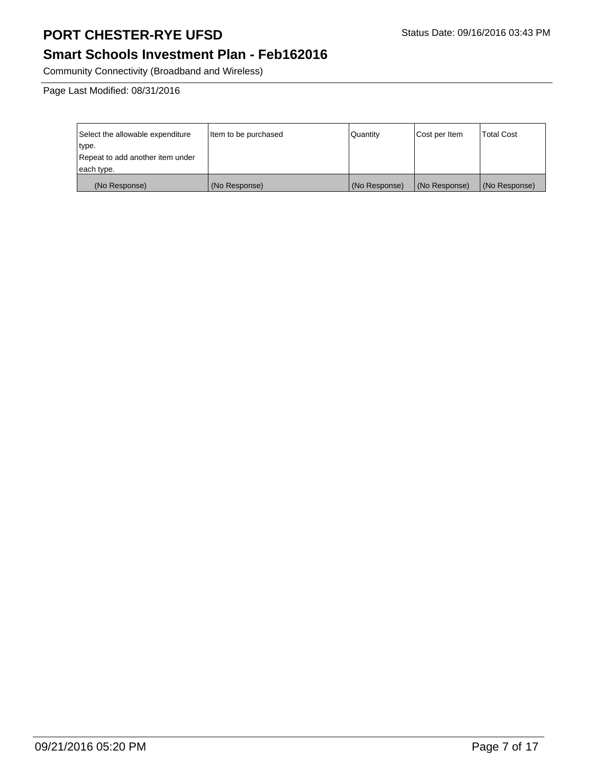# PORT CHESTER-RYE UFSD

Status Date: 09/16/2016 03:43 PM

## Smart Schools Investment Plan - Feb162016

Community Connectivity (Broadband and Wireless)

Page Last Modified: 08/31/2016

| Select the allowable expenditure type. Repeat to add another item under each type. | Item to be purchased | Quantity | Cost per Item | Total Cost |
|---|---|---|---|---|
| (No Response) | (No Response) | (No Response) | (No Response) | (No Response) |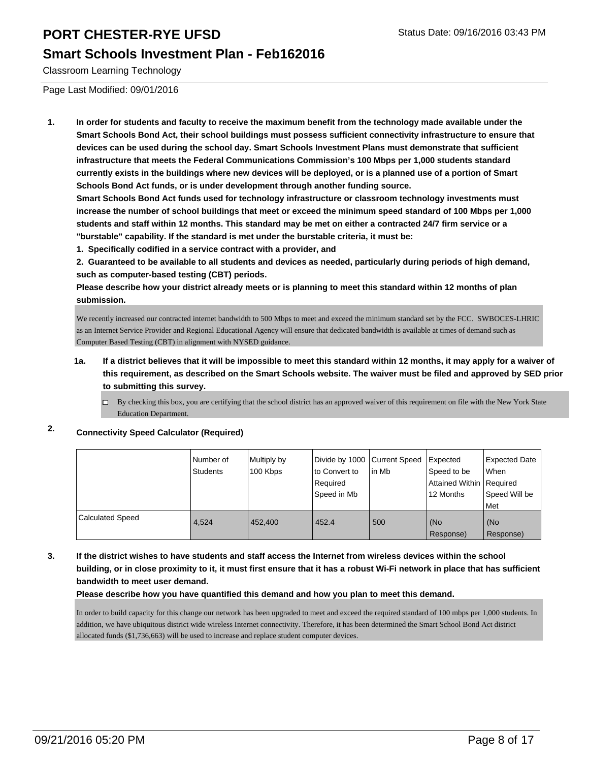# PORT CHESTER-RYE UFSD

## Smart Schools Investment Plan - Feb162016

Classroom Learning Technology

Page Last Modified: 09/01/2016

**1. In order for students and faculty to receive the maximum benefit from the technology made available under the Smart Schools Bond Act, their school buildings must possess sufficient connectivity infrastructure to ensure that devices can be used during the school day. Smart Schools Investment Plans must demonstrate that sufficient infrastructure that meets the Federal Communications Commission's 100 Mbps per 1,000 students standard currently exists in the buildings where new devices will be deployed, or is a planned use of a portion of Smart Schools Bond Act funds, or is under development through another funding source.**

**Smart Schools Bond Act funds used for technology infrastructure or classroom technology investments must increase the number of school buildings that meet or exceed the minimum speed standard of 100 Mbps per 1,000 students and staff within 12 months. This standard may be met on either a contracted 24/7 firm service or a "burstable" capability. If the standard is met under the burstable criteria, it must be:**

**1. Specifically codified in a service contract with a provider, and**

**2. Guaranteed to be available to all students and devices as needed, particularly during periods of high demand, such as computer-based testing (CBT) periods.**

**Please describe how your district already meets or is planning to meet this standard within 12 months of plan submission.**

We recently increased our contracted internet bandwidth to 500 Mbps to meet and exceed the minimum standard set by the FCC. SWBOCES-LHRIC as an Internet Service Provider and Regional Educational Agency will ensure that dedicated bandwidth is available at times of demand such as Computer Based Testing (CBT) in alignment with NYSED guidance.

**1a. If a district believes that it will be impossible to meet this standard within 12 months, it may apply for a waiver of this requirement, as described on the Smart Schools website. The waiver must be filed and approved by SED prior to submitting this survey.**

☐ By checking this box, you are certifying that the school district has an approved waiver of this requirement on file with the New York State Education Department.

**2. Connectivity Speed Calculator (Required)**

| | Number of Students | Multiply by 100 Kbps | Divide by 1000 to Convert to Required Speed in Mb | Current Speed in Mb | Expected Speed to be Attained Within 12 Months | Expected Date When Required Speed Will be Met |
|---|---|---|---|---|---|---|
| Calculated Speed | 4,524 | 452,400 | 452.4 | 500 | (No Response) | (No Response) |

**3. If the district wishes to have students and staff access the Internet from wireless devices within the school building, or in close proximity to it, it must first ensure that it has a robust Wi-Fi network in place that has sufficient bandwidth to meet user demand.**

**Please describe how you have quantified this demand and how you plan to meet this demand.**

In order to build capacity for this change our network has been upgraded to meet and exceed the required standard of 100 mbps per 1,000 students. In addition, we have ubiquitous district wide wireless Internet connectivity. Therefore, it has been determined the Smart School Bond Act district allocated funds ($1,736,663) will be used to increase and replace student computer devices.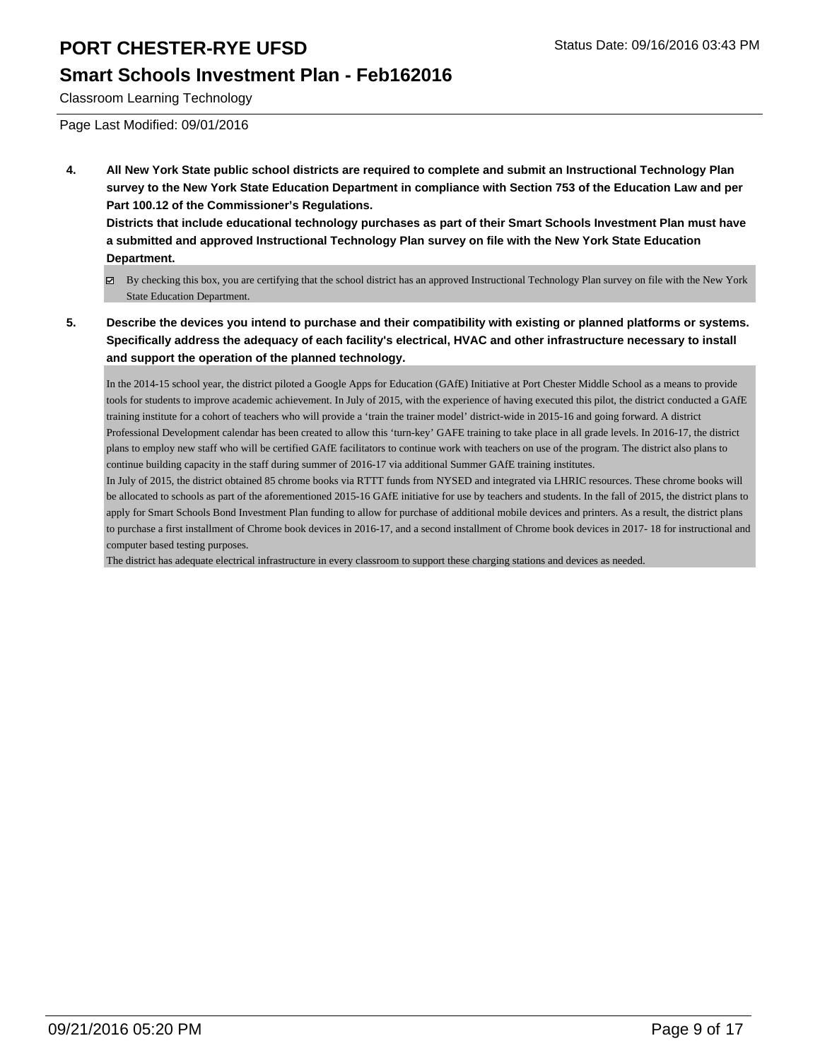**4. All New York State public school districts are required to complete and submit an Instructional Technology Plan survey to the New York State Education Department in compliance with Section 753 of the Education Law and per Part 100.12 of the Commissioner's Regulations.**

**Districts that include educational technology purchases as part of their Smart Schools Investment Plan must have a submitted and approved Instructional Technology Plan survey on file with the New York State Education Department.**

☑ By checking this box, you are certifying that the school district has an approved Instructional Technology Plan survey on file with the New York State Education Department.

**5. Describe the devices you intend to purchase and their compatibility with existing or planned platforms or systems. Specifically address the adequacy of each facility's electrical, HVAC and other infrastructure necessary to install and support the operation of the planned technology.**

In the 2014-15 school year, the district piloted a Google Apps for Education (GAfE) Initiative at Port Chester Middle School as a means to provide tools for students to improve academic achievement. In July of 2015, with the experience of having executed this pilot, the district conducted a GAfE training institute for a cohort of teachers who will provide a 'train the trainer model' district-wide in 2015-16 and going forward. A district Professional Development calendar has been created to allow this 'turn-key' GAFE training to take place in all grade levels. In 2016-17, the district plans to employ new staff who will be certified GAfE facilitators to continue work with teachers on use of the program. The district also plans to continue building capacity in the staff during summer of 2016-17 via additional Summer GAfE training institutes.

In July of 2015, the district obtained 85 chrome books via RTTT funds from NYSED and integrated via LHRIC resources. These chrome books will be allocated to schools as part of the aforementioned 2015-16 GAfE initiative for use by teachers and students. In the fall of 2015, the district plans to apply for Smart Schools Bond Investment Plan funding to allow for purchase of additional mobile devices and printers. As a result, the district plans to purchase a first installment of Chrome book devices in 2016-17, and a second installment of Chrome book devices in 2017- 18 for instructional and computer based testing purposes.

The district has adequate electrical infrastructure in every classroom to support these charging stations and devices as needed.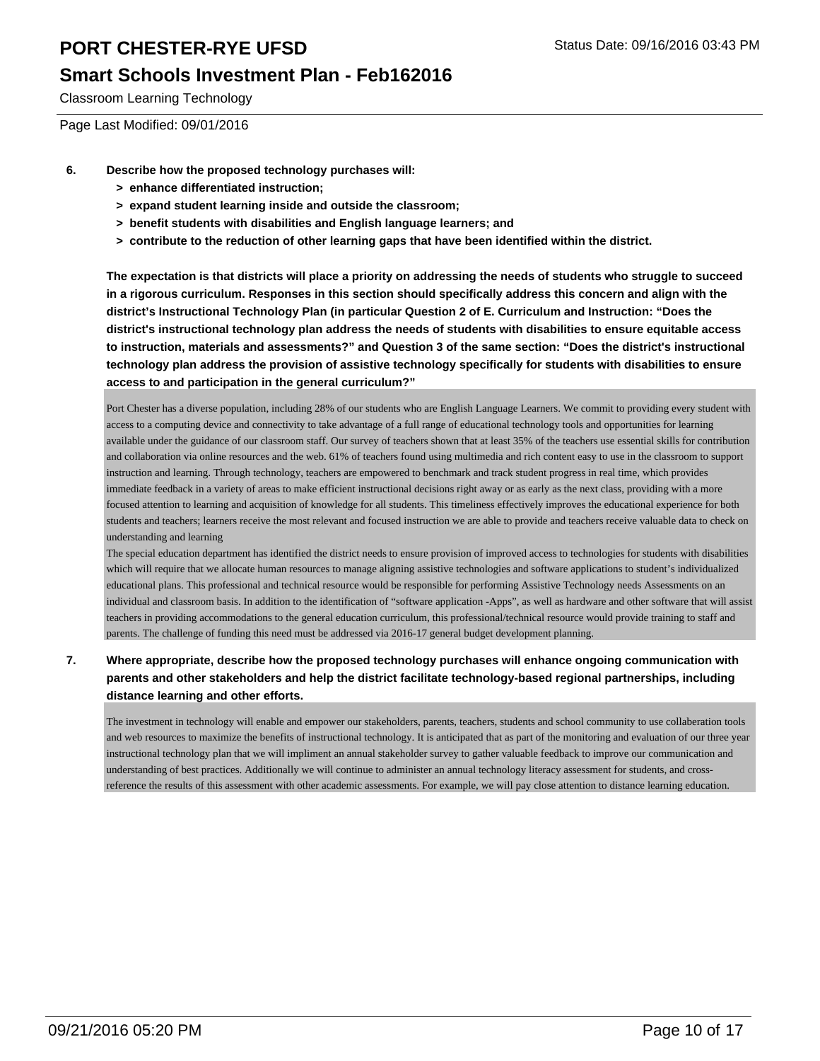# PORT CHESTER-RYE UFSD

Status Date: 09/16/2016 03:43 PM

## Smart Schools Investment Plan - Feb162016

Classroom Learning Technology

Page Last Modified: 09/01/2016

**6. Describe how the proposed technology purchases will:**

- **> enhance differentiated instruction;**
- **> expand student learning inside and outside the classroom;**
- **> benefit students with disabilities and English language learners; and**
- **> contribute to the reduction of other learning gaps that have been identified within the district.**

**The expectation is that districts will place a priority on addressing the needs of students who struggle to succeed in a rigorous curriculum. Responses in this section should specifically address this concern and align with the district's Instructional Technology Plan (in particular Question 2 of E. Curriculum and Instruction: "Does the district's instructional technology plan address the needs of students with disabilities to ensure equitable access to instruction, materials and assessments?" and Question 3 of the same section: "Does the district's instructional technology plan address the provision of assistive technology specifically for students with disabilities to ensure access to and participation in the general curriculum?"**

Port Chester has a diverse population, including 28% of our students who are English Language Learners. We commit to providing every student with access to a computing device and connectivity to take advantage of a full range of educational technology tools and opportunities for learning available under the guidance of our classroom staff. Our survey of teachers shown that at least 35% of the teachers use essential skills for contribution and collaboration via online resources and the web. 61% of teachers found using multimedia and rich content easy to use in the classroom to support instruction and learning. Through technology, teachers are empowered to benchmark and track student progress in real time, which provides immediate feedback in a variety of areas to make efficient instructional decisions right away or as early as the next class, providing with a more focused attention to learning and acquisition of knowledge for all students. This timeliness effectively improves the educational experience for both students and teachers; learners receive the most relevant and focused instruction we are able to provide and teachers receive valuable data to check on understanding and learning

The special education department has identified the district needs to ensure provision of improved access to technologies for students with disabilities which will require that we allocate human resources to manage aligning assistive technologies and software applications to student's individualized educational plans. This professional and technical resource would be responsible for performing Assistive Technology needs Assessments on an individual and classroom basis. In addition to the identification of "software application -Apps", as well as hardware and other software that will assist teachers in providing accommodations to the general education curriculum, this professional/technical resource would provide training to staff and parents. The challenge of funding this need must be addressed via 2016-17 general budget development planning.

**7. Where appropriate, describe how the proposed technology purchases will enhance ongoing communication with parents and other stakeholders and help the district facilitate technology-based regional partnerships, including distance learning and other efforts.**

The investment in technology will enable and empower our stakeholders, parents, teachers, students and school community to use collaberation tools and web resources to maximize the benefits of instructional technology. It is anticipated that as part of the monitoring and evaluation of our three year instructional technology plan that we will impliment an annual stakeholder survey to gather valuable feedback to improve our communication and understanding of best practices. Additionally we will continue to administer an annual technology literacy assessment for students, and cross-reference the results of this assessment with other academic assessments. For example, we will pay close attention to distance learning education.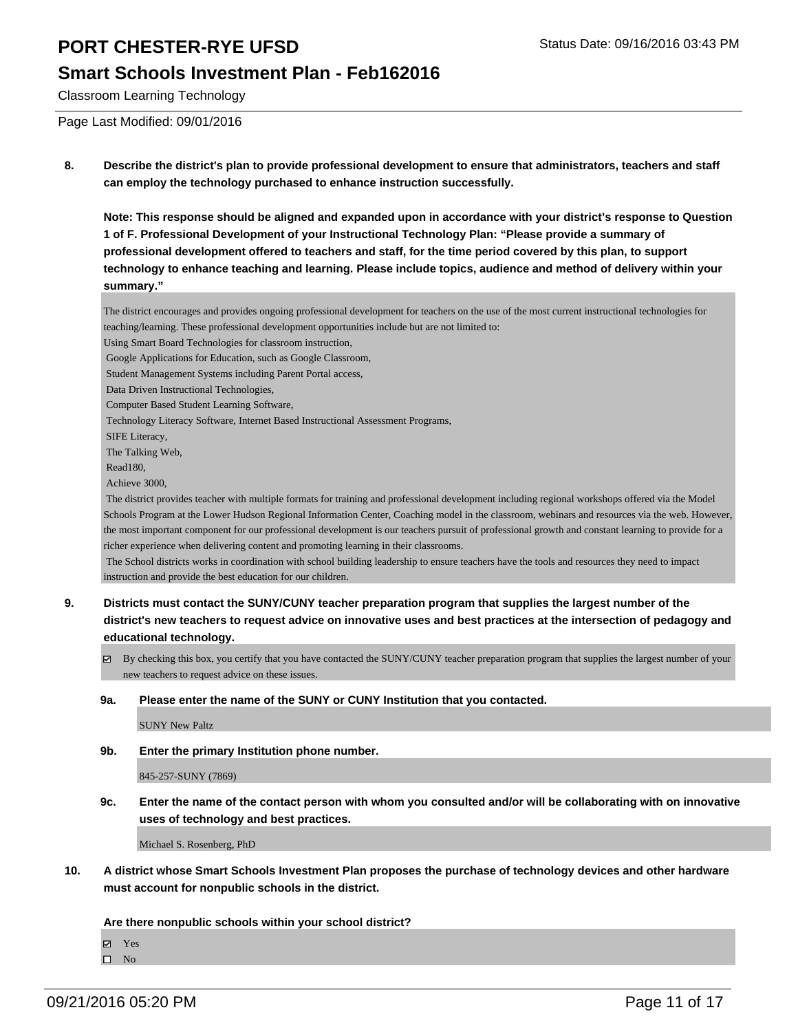Classroom Learning Technology

Page Last Modified: 09/01/2016

**8. Describe the district's plan to provide professional development to ensure that administrators, teachers and staff can employ the technology purchased to enhance instruction successfully.**

**Note: This response should be aligned and expanded upon in accordance with your district's response to Question 1 of F. Professional Development of your Instructional Technology Plan: "Please provide a summary of professional development offered to teachers and staff, for the time period covered by this plan, to support technology to enhance teaching and learning. Please include topics, audience and method of delivery within your summary."**

The district encourages and provides ongoing professional development for teachers on the use of the most current instructional technologies for teaching/learning. These professional development opportunities include but are not limited to:

Using Smart Board Technologies for classroom instruction,
Google Applications for Education, such as Google Classroom,
Student Management Systems including Parent Portal access,
Data Driven Instructional Technologies,
Computer Based Student Learning Software,
Technology Literacy Software, Internet Based Instructional Assessment Programs,
SIFE Literacy,
The Talking Web,
Read180,
Achieve 3000,

The district provides teacher with multiple formats for training and professional development including regional workshops offered via the Model Schools Program at the Lower Hudson Regional Information Center, Coaching model in the classroom, webinars and resources via the web. However, the most important component for our professional development is our teachers pursuit of professional growth and constant learning to provide for a richer experience when delivering content and promoting learning in their classrooms.

The School districts works in coordination with school building leadership to ensure teachers have the tools and resources they need to impact instruction and provide the best education for our children.

**9. Districts must contact the SUNY/CUNY teacher preparation program that supplies the largest number of the district's new teachers to request advice on innovative uses and best practices at the intersection of pedagogy and educational technology.**

☑ By checking this box, you certify that you have contacted the SUNY/CUNY teacher preparation program that supplies the largest number of your new teachers to request advice on these issues.

**9a. Please enter the name of the SUNY or CUNY Institution that you contacted.**

SUNY New Paltz

**9b. Enter the primary Institution phone number.**

845-257-SUNY (7869)

**9c. Enter the name of the contact person with whom you consulted and/or will be collaborating with on innovative uses of technology and best practices.**

Michael S. Rosenberg, PhD

**10. A district whose Smart Schools Investment Plan proposes the purchase of technology devices and other hardware must account for nonpublic schools in the district.**

**Are there nonpublic schools within your school district?**

☑ Yes
☐ No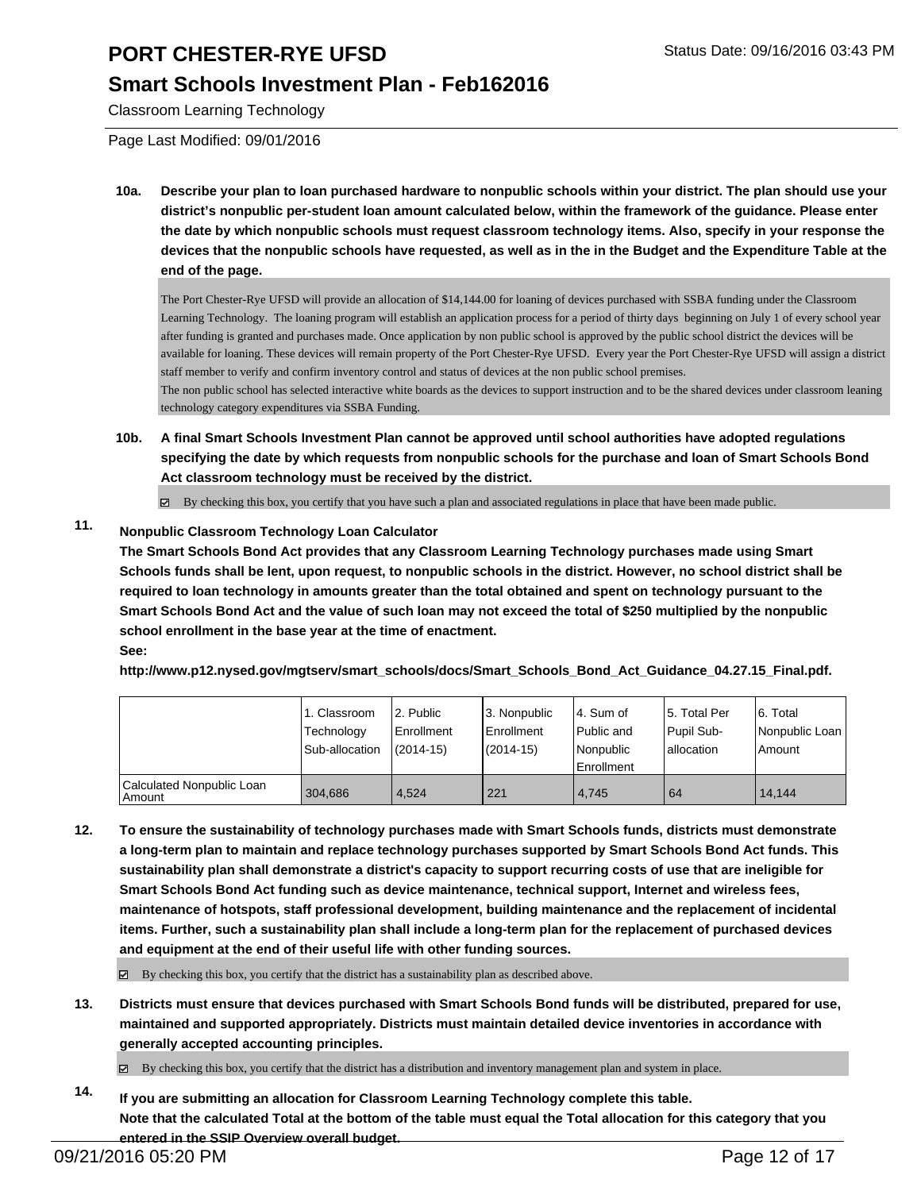**10a. Describe your plan to loan purchased hardware to nonpublic schools within your district. The plan should use your district's nonpublic per-student loan amount calculated below, within the framework of the guidance. Please enter the date by which nonpublic schools must request classroom technology items. Also, specify in your response the devices that the nonpublic schools have requested, as well as in the in the Budget and the Expenditure Table at the end of the page.**

The Port Chester-Rye UFSD will provide an allocation of $14,144.00 for loaning of devices purchased with SSBA funding under the Classroom Learning Technology. The loaning program will establish an application process for a period of thirty days beginning on July 1 of every school year after funding is granted and purchases made. Once application by non public school is approved by the public school district the devices will be available for loaning. These devices will remain property of the Port Chester-Rye UFSD. Every year the Port Chester-Rye UFSD will assign a district staff member to verify and confirm inventory control and status of devices at the non public school premises.
The non public school has selected interactive white boards as the devices to support instruction and to be the shared devices under classroom leaning technology category expenditures via SSBA Funding.

**10b. A final Smart Schools Investment Plan cannot be approved until school authorities have adopted regulations specifying the date by which requests from nonpublic schools for the purchase and loan of Smart Schools Bond Act classroom technology must be received by the district.**

☑ By checking this box, you certify that you have such a plan and associated regulations in place that have been made public.

**11. Nonpublic Classroom Technology Loan Calculator**

**The Smart Schools Bond Act provides that any Classroom Learning Technology purchases made using Smart Schools funds shall be lent, upon request, to nonpublic schools in the district. However, no school district shall be required to loan technology in amounts greater than the total obtained and spent on technology pursuant to the Smart Schools Bond Act and the value of such loan may not exceed the total of $250 multiplied by the nonpublic school enrollment in the base year at the time of enactment.**

**See:**

**http://www.p12.nysed.gov/mgtserv/smart_schools/docs/Smart_Schools_Bond_Act_Guidance_04.27.15_Final.pdf.**

| | 1. Classroom Technology Sub-allocation | 2. Public Enrollment (2014-15) | 3. Nonpublic Enrollment (2014-15) | 4. Sum of Public and Nonpublic Enrollment | 5. Total Per Pupil Sub-allocation | 6. Total Nonpublic Loan Amount |
|---|---|---|---|---|---|---|
| Calculated Nonpublic Loan Amount | 304,686 | 4,524 | 221 | 4,745 | 64 | 14,144 |

**12. To ensure the sustainability of technology purchases made with Smart Schools funds, districts must demonstrate a long-term plan to maintain and replace technology purchases supported by Smart Schools Bond Act funds. This sustainability plan shall demonstrate a district's capacity to support recurring costs of use that are ineligible for Smart Schools Bond Act funding such as device maintenance, technical support, Internet and wireless fees, maintenance of hotspots, staff professional development, building maintenance and the replacement of incidental items. Further, such a sustainability plan shall include a long-term plan for the replacement of purchased devices and equipment at the end of their useful life with other funding sources.**

☑ By checking this box, you certify that the district has a sustainability plan as described above.

**13. Districts must ensure that devices purchased with Smart Schools Bond funds will be distributed, prepared for use, maintained and supported appropriately. Districts must maintain detailed device inventories in accordance with generally accepted accounting principles.**

☑ By checking this box, you certify that the district has a distribution and inventory management plan and system in place.

**14. If you are submitting an allocation for Classroom Learning Technology complete this table.**
**Note that the calculated Total at the bottom of the table must equal the Total allocation for this category that you entered in the SSIP Overview overall budget.**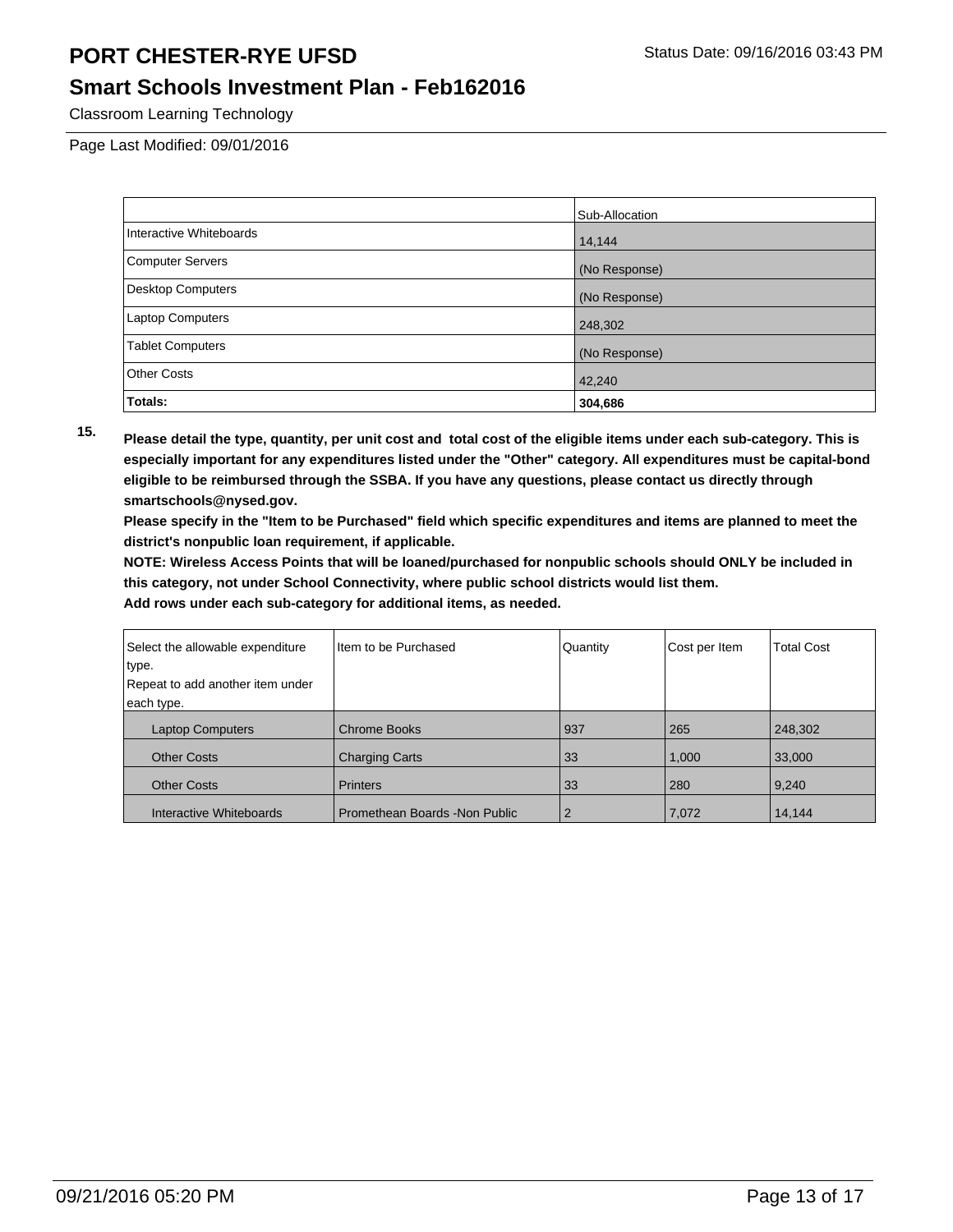# PORT CHESTER-RYE UFSD

Status Date: 09/16/2016 03:43 PM

## Smart Schools Investment Plan - Feb162016

Classroom Learning Technology

Page Last Modified: 09/01/2016

| | Sub-Allocation |
|---|---|
| Interactive Whiteboards | 14,144 |
| Computer Servers | (No Response) |
| Desktop Computers | (No Response) |
| Laptop Computers | 248,302 |
| Tablet Computers | (No Response) |
| Other Costs | 42,240 |
| **Totals:** | **304,686** |

**15.** **Please detail the type, quantity, per unit cost and total cost of the eligible items under each sub-category. This is especially important for any expenditures listed under the "Other" category. All expenditures must be capital-bond eligible to be reimbursed through the SSBA. If you have any questions, please contact us directly through smartschools@nysed.gov.**

**Please specify in the "Item to be Purchased" field which specific expenditures and items are planned to meet the district's nonpublic loan requirement, if applicable.**

**NOTE: Wireless Access Points that will be loaned/purchased for nonpublic schools should ONLY be included in this category, not under School Connectivity, where public school districts would list them.**

**Add rows under each sub-category for additional items, as needed.**

| Select the allowable expenditure type. Repeat to add another item under each type. | Item to be Purchased | Quantity | Cost per Item | Total Cost |
|---|---|---|---|---|
| Laptop Computers | Chrome Books | 937 | 265 | 248,302 |
| Other Costs | Charging Carts | 33 | 1,000 | 33,000 |
| Other Costs | Printers | 33 | 280 | 9,240 |
| Interactive Whiteboards | Promethean Boards -Non Public | 2 | 7,072 | 14,144 |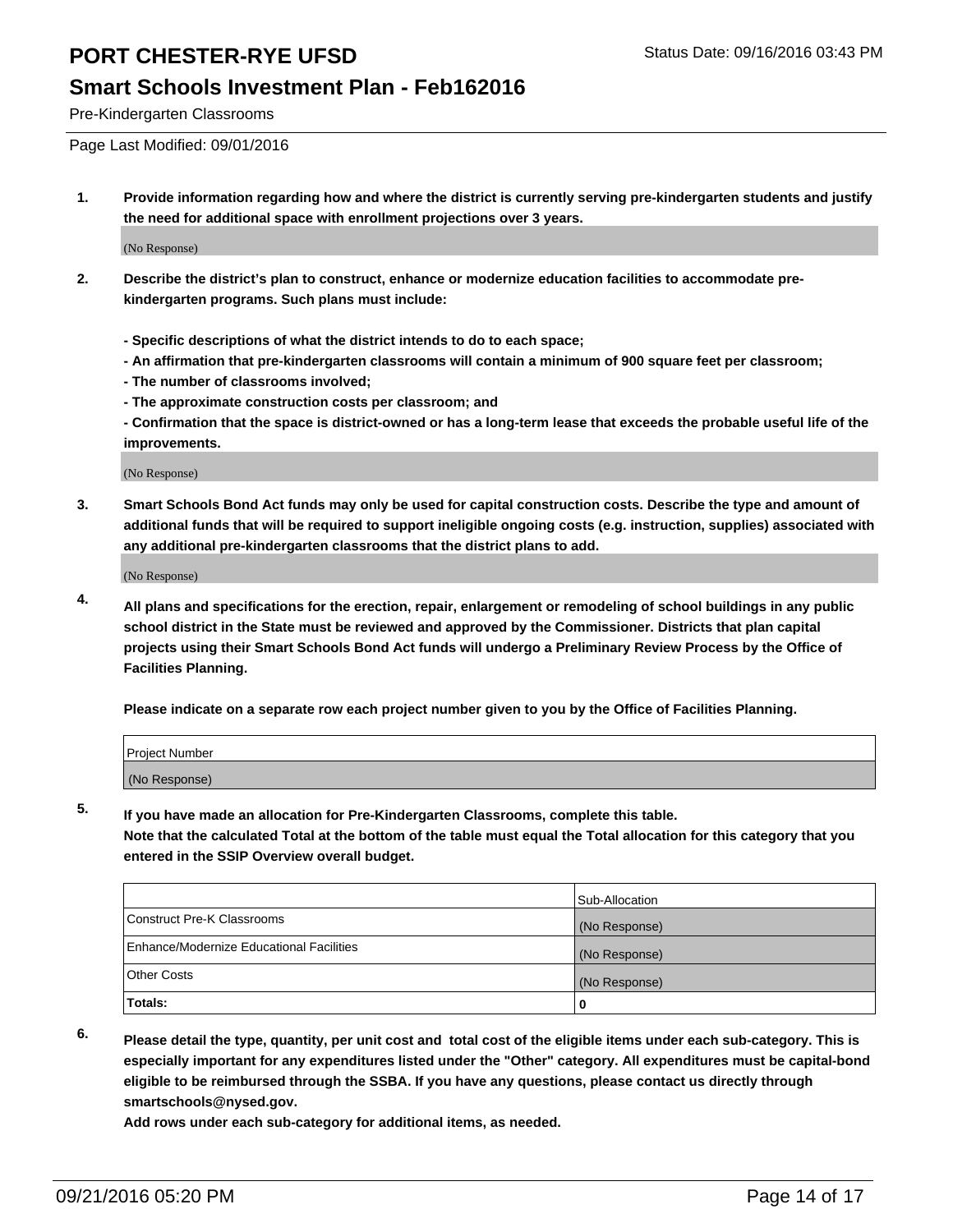# PORT CHESTER-RYE UFSD

## Smart Schools Investment Plan - Feb162016

Pre-Kindergarten Classrooms

Status Date: 09/16/2016 03:43 PM

Page Last Modified: 09/01/2016

**1. Provide information regarding how and where the district is currently serving pre-kindergarten students and justify the need for additional space with enrollment projections over 3 years.**

(No Response)

**2. Describe the district's plan to construct, enhance or modernize education facilities to accommodate pre-kindergarten programs. Such plans must include:**

**- Specific descriptions of what the district intends to do to each space;**
**- An affirmation that pre-kindergarten classrooms will contain a minimum of 900 square feet per classroom;**
**- The number of classrooms involved;**
**- The approximate construction costs per classroom; and**
**- Confirmation that the space is district-owned or has a long-term lease that exceeds the probable useful life of the improvements.**

(No Response)

**3. Smart Schools Bond Act funds may only be used for capital construction costs. Describe the type and amount of additional funds that will be required to support ineligible ongoing costs (e.g. instruction, supplies) associated with any additional pre-kindergarten classrooms that the district plans to add.**

(No Response)

**4. All plans and specifications for the erection, repair, enlargement or remodeling of school buildings in any public school district in the State must be reviewed and approved by the Commissioner. Districts that plan capital projects using their Smart Schools Bond Act funds will undergo a Preliminary Review Process by the Office of Facilities Planning.**

**Please indicate on a separate row each project number given to you by the Office of Facilities Planning.**

| Project Number |
|---|
| (No Response) |

**5. If you have made an allocation for Pre-Kindergarten Classrooms, complete this table.**
**Note that the calculated Total at the bottom of the table must equal the Total allocation for this category that you entered in the SSIP Overview overall budget.**

| | Sub-Allocation |
|---|---|
| Construct Pre-K Classrooms | (No Response) |
| Enhance/Modernize Educational Facilities | (No Response) |
| Other Costs | (No Response) |
| **Totals:** | **0** |

**6. Please detail the type, quantity, per unit cost and total cost of the eligible items under each sub-category. This is especially important for any expenditures listed under the "Other" category. All expenditures must be capital-bond eligible to be reimbursed through the SSBA. If you have any questions, please contact us directly through smartschools@nysed.gov.**
**Add rows under each sub-category for additional items, as needed.**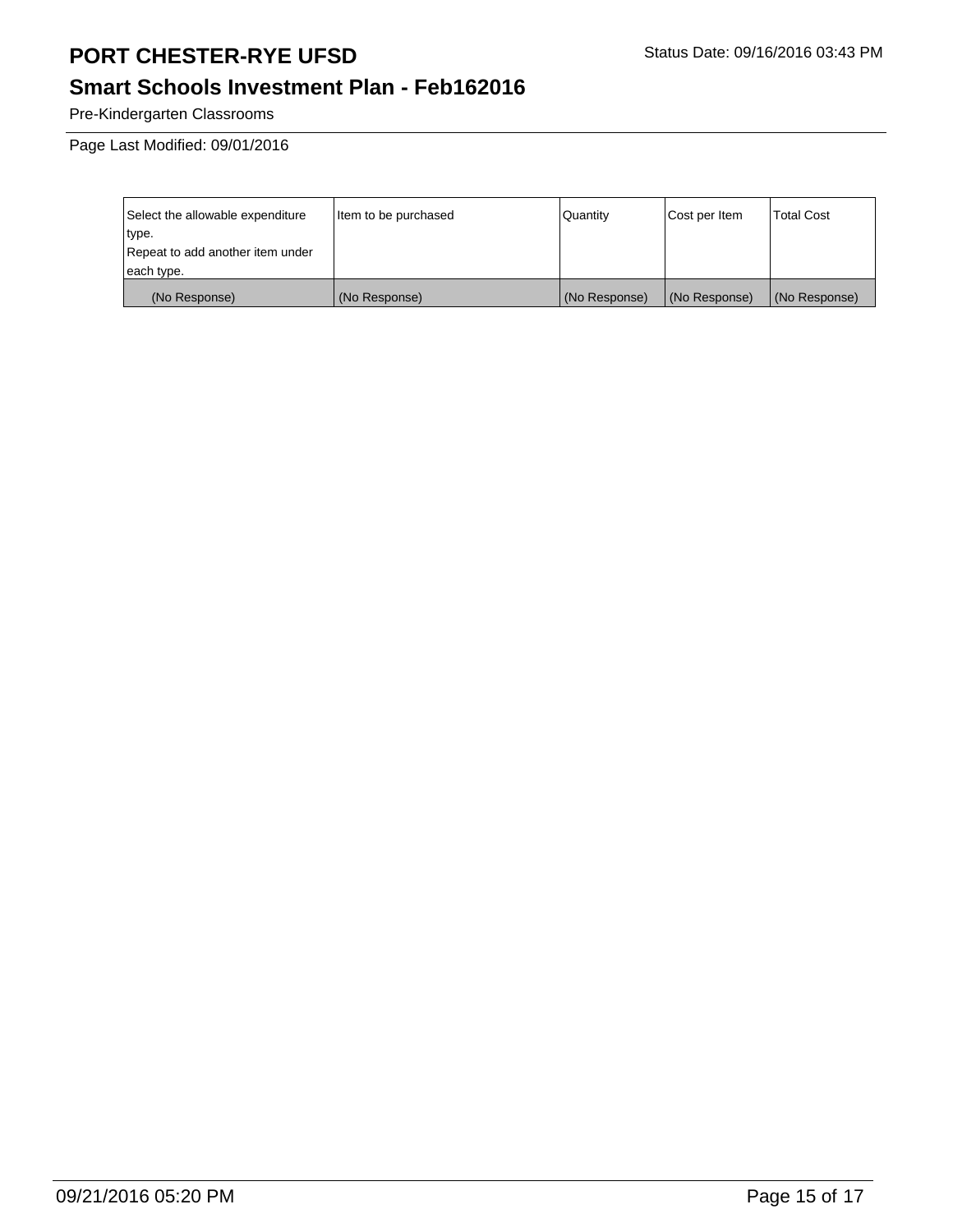# PORT CHESTER-RYE UFSD

## Smart Schools Investment Plan - Feb162016

Status Date: 09/16/2016 03:43 PM

Pre-Kindergarten Classrooms

Page Last Modified: 09/01/2016

| Select the allowable expenditure type. Repeat to add another item under each type. | Item to be purchased | Quantity | Cost per Item | Total Cost |
|---|---|---|---|---|
| (No Response) | (No Response) | (No Response) | (No Response) | (No Response) |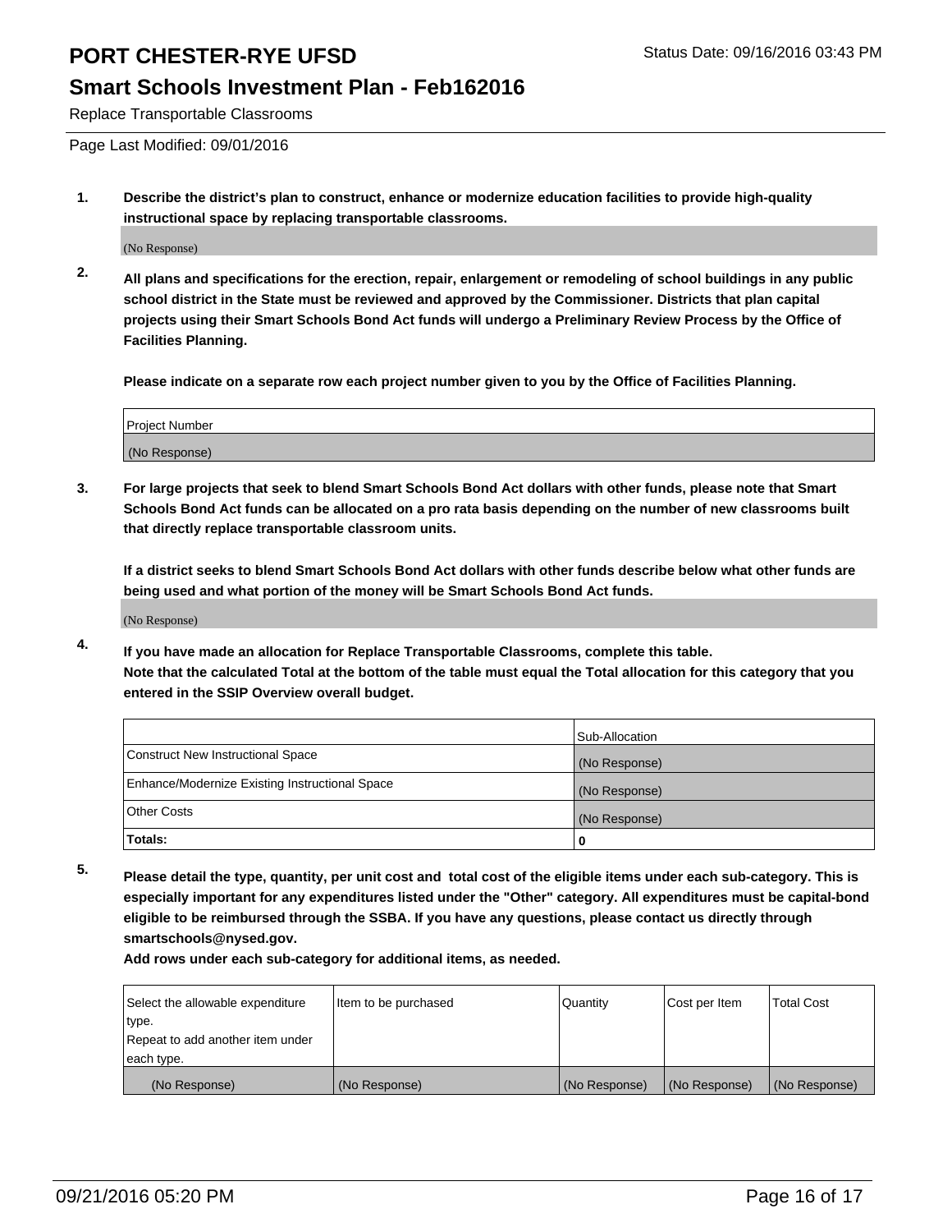# PORT CHESTER-RYE UFSD

Status Date: 09/16/2016 03:43 PM

## Smart Schools Investment Plan - Feb162016

Replace Transportable Classrooms

Page Last Modified: 09/01/2016

**1. Describe the district's plan to construct, enhance or modernize education facilities to provide high-quality instructional space by replacing transportable classrooms.**

(No Response)

**2. All plans and specifications for the erection, repair, enlargement or remodeling of school buildings in any public school district in the State must be reviewed and approved by the Commissioner. Districts that plan capital projects using their Smart Schools Bond Act funds will undergo a Preliminary Review Process by the Office of Facilities Planning.**

**Please indicate on a separate row each project number given to you by the Office of Facilities Planning.**

| Project Number |
| --- |
| (No Response) |

**3. For large projects that seek to blend Smart Schools Bond Act dollars with other funds, please note that Smart Schools Bond Act funds can be allocated on a pro rata basis depending on the number of new classrooms built that directly replace transportable classroom units.**

**If a district seeks to blend Smart Schools Bond Act dollars with other funds describe below what other funds are being used and what portion of the money will be Smart Schools Bond Act funds.**

(No Response)

**4. If you have made an allocation for Replace Transportable Classrooms, complete this table. Note that the calculated Total at the bottom of the table must equal the Total allocation for this category that you entered in the SSIP Overview overall budget.**

| | Sub-Allocation |
| --- | --- |
| Construct New Instructional Space | (No Response) |
| Enhance/Modernize Existing Instructional Space | (No Response) |
| Other Costs | (No Response) |
| **Totals:** | **0** |

**5. Please detail the type, quantity, per unit cost and total cost of the eligible items under each sub-category. This is especially important for any expenditures listed under the "Other" category. All expenditures must be capital-bond eligible to be reimbursed through the SSBA. If you have any questions, please contact us directly through smartschools@nysed.gov.**

**Add rows under each sub-category for additional items, as needed.**

| Select the allowable expenditure type. Repeat to add another item under each type. | Item to be purchased | Quantity | Cost per Item | Total Cost |
| --- | --- | --- | --- | --- |
| (No Response) | (No Response) | (No Response) | (No Response) | (No Response) |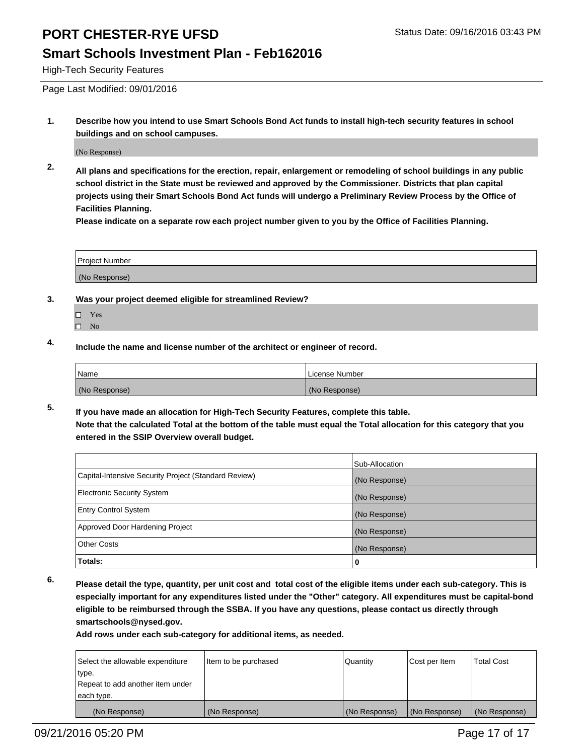# PORT CHESTER-RYE UFSD

Status Date: 09/16/2016 03:43 PM

## Smart Schools Investment Plan - Feb162016

High-Tech Security Features

Page Last Modified: 09/01/2016

**1. Describe how you intend to use Smart Schools Bond Act funds to install high-tech security features in school buildings and on school campuses.**

(No Response)

**2. All plans and specifications for the erection, repair, enlargement or remodeling of school buildings in any public school district in the State must be reviewed and approved by the Commissioner. Districts that plan capital projects using their Smart Schools Bond Act funds will undergo a Preliminary Review Process by the Office of Facilities Planning.**

**Please indicate on a separate row each project number given to you by the Office of Facilities Planning.**

| Project Number |
|---|
| (No Response) |

**3. Was your project deemed eligible for streamlined Review?**

- ☐ Yes
- ☐ No

**4. Include the name and license number of the architect or engineer of record.**

| Name | License Number |
|---|---|
| (No Response) | (No Response) |

**5. If you have made an allocation for High-Tech Security Features, complete this table.**
**Note that the calculated Total at the bottom of the table must equal the Total allocation for this category that you entered in the SSIP Overview overall budget.**

| | Sub-Allocation |
|---|---|
| Capital-Intensive Security Project (Standard Review) | (No Response) |
| Electronic Security System | (No Response) |
| Entry Control System | (No Response) |
| Approved Door Hardening Project | (No Response) |
| Other Costs | (No Response) |
| **Totals:** | **0** |

**6. Please detail the type, quantity, per unit cost and total cost of the eligible items under each sub-category. This is especially important for any expenditures listed under the "Other" category. All expenditures must be capital-bond eligible to be reimbursed through the SSBA. If you have any questions, please contact us directly through smartschools@nysed.gov.**

**Add rows under each sub-category for additional items, as needed.**

| Select the allowable expenditure type. Repeat to add another item under each type. | Item to be purchased | Quantity | Cost per Item | Total Cost |
|---|---|---|---|---|
| (No Response) | (No Response) | (No Response) | (No Response) | (No Response) |